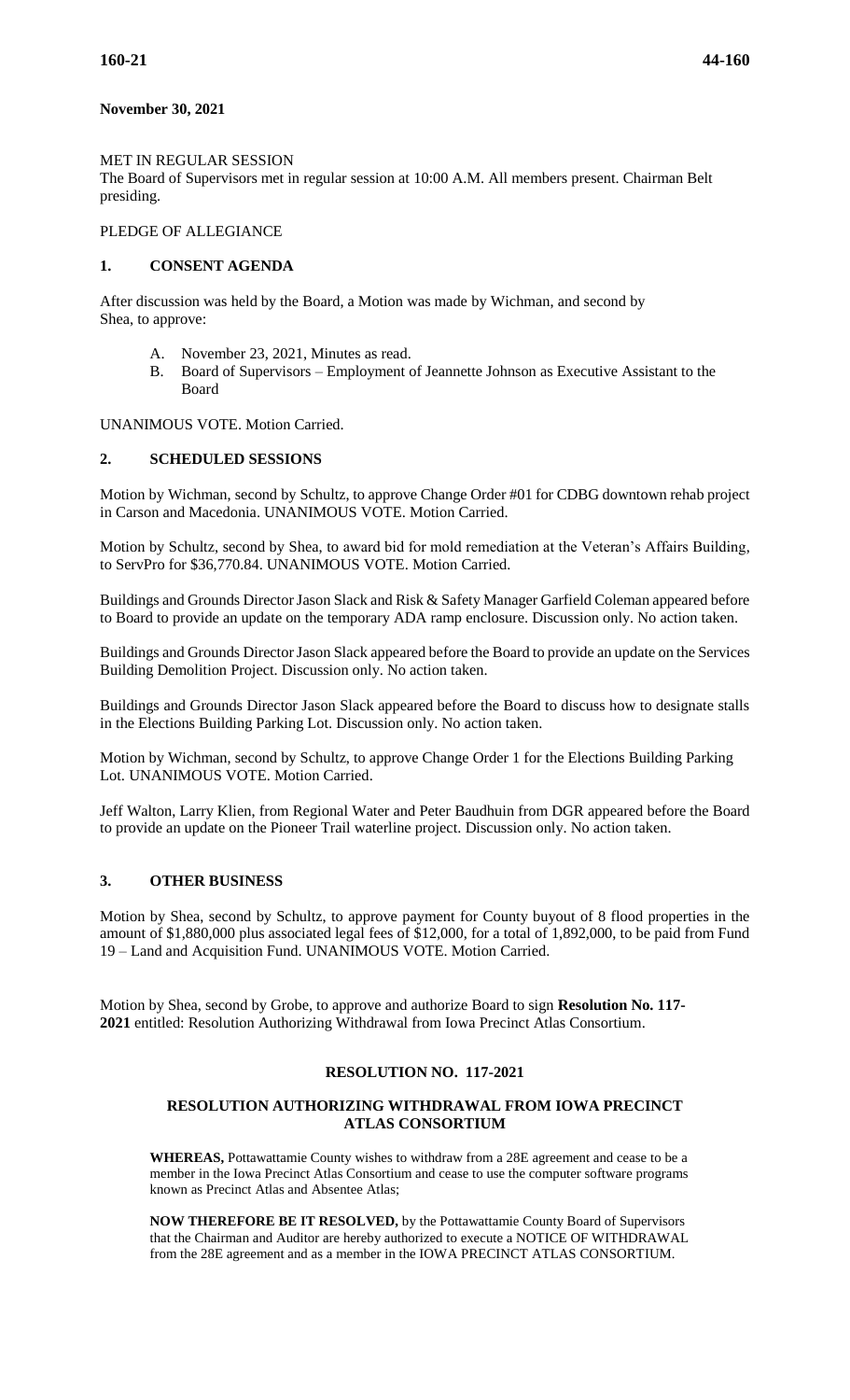**November 30, 2021**

MET IN REGULAR SESSION
The Board of Supervisors met in regular session at 10:00 A.M. All members present. Chairman Belt presiding.

PLEDGE OF ALLEGIANCE

## 1. CONSENT AGENDA

After discussion was held by the Board, a Motion was made by Wichman, and second by Shea, to approve:

A. November 23, 2021, Minutes as read.
B. Board of Supervisors – Employment of Jeannette Johnson as Executive Assistant to the Board

UNANIMOUS VOTE. Motion Carried.

## 2. SCHEDULED SESSIONS

Motion by Wichman, second by Schultz, to approve Change Order #01 for CDBG downtown rehab project in Carson and Macedonia. UNANIMOUS VOTE. Motion Carried.

Motion by Schultz, second by Shea, to award bid for mold remediation at the Veteran's Affairs Building, to ServPro for $36,770.84. UNANIMOUS VOTE. Motion Carried.

Buildings and Grounds Director Jason Slack and Risk & Safety Manager Garfield Coleman appeared before to Board to provide an update on the temporary ADA ramp enclosure. Discussion only. No action taken.

Buildings and Grounds Director Jason Slack appeared before the Board to provide an update on the Services Building Demolition Project. Discussion only. No action taken.

Buildings and Grounds Director Jason Slack appeared before the Board to discuss how to designate stalls in the Elections Building Parking Lot. Discussion only. No action taken.

Motion by Wichman, second by Schultz, to approve Change Order 1 for the Elections Building Parking Lot. UNANIMOUS VOTE. Motion Carried.

Jeff Walton, Larry Klien, from Regional Water and Peter Baudhuin from DGR appeared before the Board to provide an update on the Pioneer Trail waterline project. Discussion only. No action taken.

## 3. OTHER BUSINESS

Motion by Shea, second by Schultz, to approve payment for County buyout of 8 flood properties in the amount of $1,880,000 plus associated legal fees of $12,000, for a total of 1,892,000, to be paid from Fund 19 – Land and Acquisition Fund. UNANIMOUS VOTE. Motion Carried.

Motion by Shea, second by Grobe, to approve and authorize Board to sign **Resolution No. 117-2021** entitled: Resolution Authorizing Withdrawal from Iowa Precinct Atlas Consortium.

### RESOLUTION NO. 117-2021

### RESOLUTION AUTHORIZING WITHDRAWAL FROM IOWA PRECINCT ATLAS CONSORTIUM

**WHEREAS,** Pottawattamie County wishes to withdraw from a 28E agreement and cease to be a member in the Iowa Precinct Atlas Consortium and cease to use the computer software programs known as Precinct Atlas and Absentee Atlas;

**NOW THEREFORE BE IT RESOLVED,** by the Pottawattamie County Board of Supervisors that the Chairman and Auditor are hereby authorized to execute a NOTICE OF WITHDRAWAL from the 28E agreement and as a member in the IOWA PRECINCT ATLAS CONSORTIUM.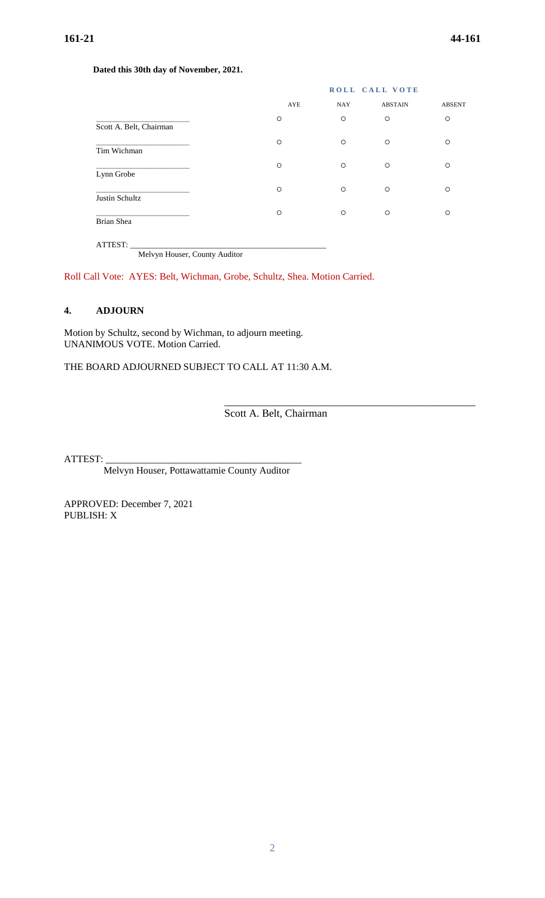**Dated this 30th day of November, 2021.**

| | ROLL CALL VOTE | | | |
|---|---|---|---|---|
| | AYE | NAY | ABSTAIN | ABSENT |
| _______________________ Scott A. Belt, Chairman | ○ | ○ | ○ | ○ |
| _______________________ Tim Wichman | ○ | ○ | ○ | ○ |
| _______________________ Lynn Grobe | ○ | ○ | ○ | ○ |
| _______________________ Justin Schultz | ○ | ○ | ○ | ○ |
| _______________________ Brian Shea | ○ | ○ | ○ | ○ |

ATTEST: ______________________________________________
Melvyn Houser, County Auditor

Roll Call Vote: AYES: Belt, Wichman, Grobe, Schultz, Shea. Motion Carried.

## 4. ADJOURN

Motion by Schultz, second by Wichman, to adjourn meeting.
UNANIMOUS VOTE. Motion Carried.

THE BOARD ADJOURNED SUBJECT TO CALL AT 11:30 A.M.

_______________________________________________
Scott A. Belt, Chairman

ATTEST: ______________________________________
Melvyn Houser, Pottawattamie County Auditor

APPROVED: December 7, 2021
PUBLISH: X